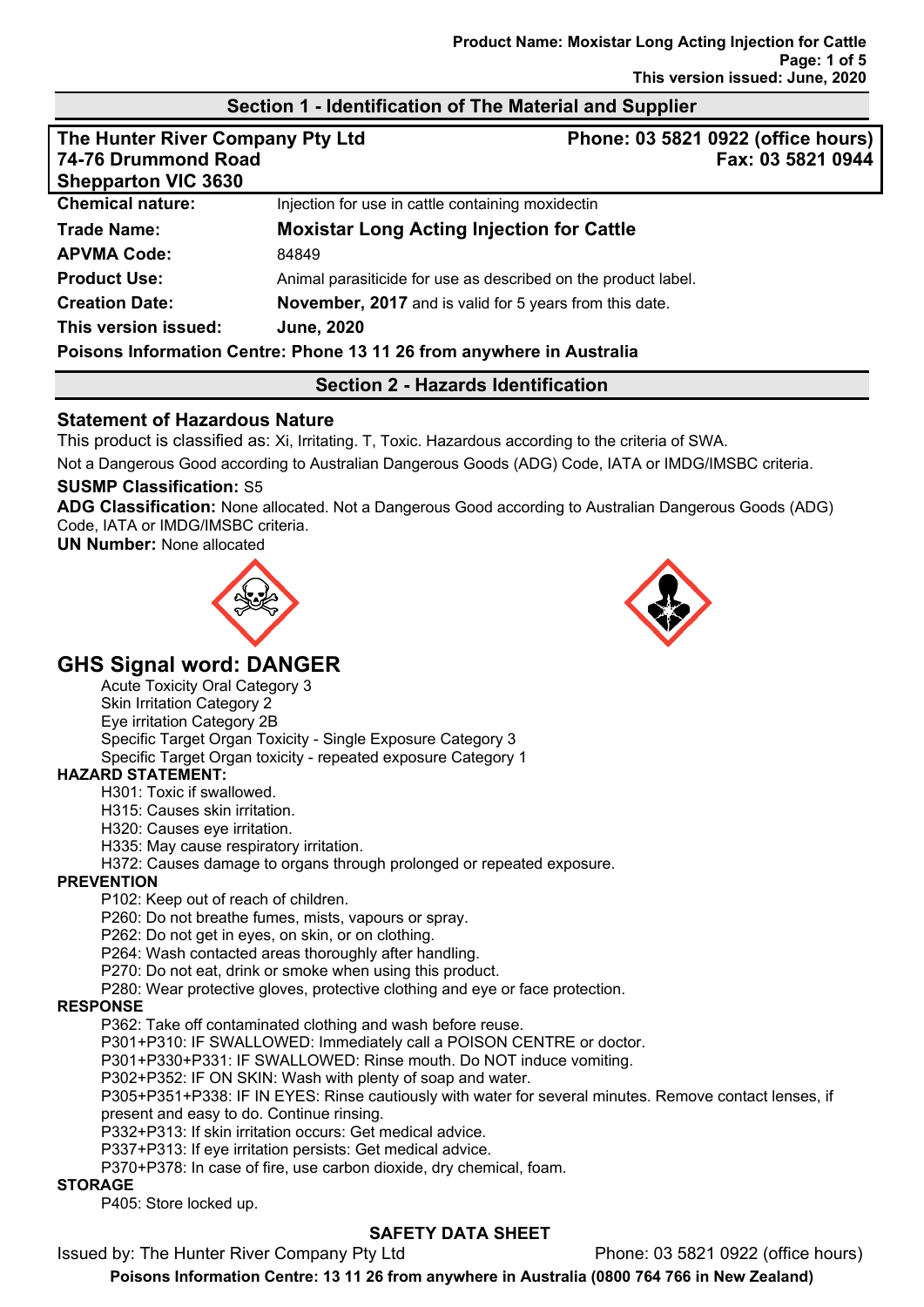## Section 1 - Identification of The Material and Supplier

**The Hunter River Company Pty Ltd**
**74-76 Drummond Road**
**Shepparton VIC 3630**

**Phone: 03 5821 0922 (office hours)**
**Fax: 03 5821 0944**

| | |
|---|---|
| **Chemical nature:** | Injection for use in cattle containing moxidectin |
| **Trade Name:** | **Moxistar Long Acting Injection for Cattle** |
| **APVMA Code:** | 84849 |
| **Product Use:** | Animal parasiticide for use as described on the product label. |
| **Creation Date:** | **November, 2017** and is valid for 5 years from this date. |
| **This version issued:** | **June, 2020** |

**Poisons Information Centre: Phone 13 11 26 from anywhere in Australia**

## Section 2 - Hazards Identification

### Statement of Hazardous Nature

This product is classified as: Xi, Irritating. T, Toxic. Hazardous according to the criteria of SWA.

Not a Dangerous Good according to Australian Dangerous Goods (ADG) Code, IATA or IMDG/IMSBC criteria.

**SUSMP Classification:** S5

**ADG Classification:** None allocated. Not a Dangerous Good according to Australian Dangerous Goods (ADG) Code, IATA or IMDG/IMSBC criteria.

**UN Number:** None allocated

## GHS Signal word: DANGER

- Acute Toxicity Oral Category 3
- Skin Irritation Category 2
- Eye irritation Category 2B
- Specific Target Organ Toxicity - Single Exposure Category 3
- Specific Target Organ toxicity - repeated exposure Category 1

**HAZARD STATEMENT:**

- H301: Toxic if swallowed.
- H315: Causes skin irritation.
- H320: Causes eye irritation.
- H335: May cause respiratory irritation.
- H372: Causes damage to organs through prolonged or repeated exposure.

**PREVENTION**

- P102: Keep out of reach of children.
- P260: Do not breathe fumes, mists, vapours or spray.
- P262: Do not get in eyes, on skin, or on clothing.
- P264: Wash contacted areas thoroughly after handling.
- P270: Do not eat, drink or smoke when using this product.
- P280: Wear protective gloves, protective clothing and eye or face protection.

**RESPONSE**

- P362: Take off contaminated clothing and wash before reuse.
- P301+P310: IF SWALLOWED: Immediately call a POISON CENTRE or doctor.
- P301+P330+P331: IF SWALLOWED: Rinse mouth. Do NOT induce vomiting.
- P302+P352: IF ON SKIN: Wash with plenty of soap and water.
- P305+P351+P338: IF IN EYES: Rinse cautiously with water for several minutes. Remove contact lenses, if present and easy to do. Continue rinsing.
- P332+P313: If skin irritation occurs: Get medical advice.
- P337+P313: If eye irritation persists: Get medical advice.
- P370+P378: In case of fire, use carbon dioxide, dry chemical, foam.

**STORAGE**

- P405: Store locked up.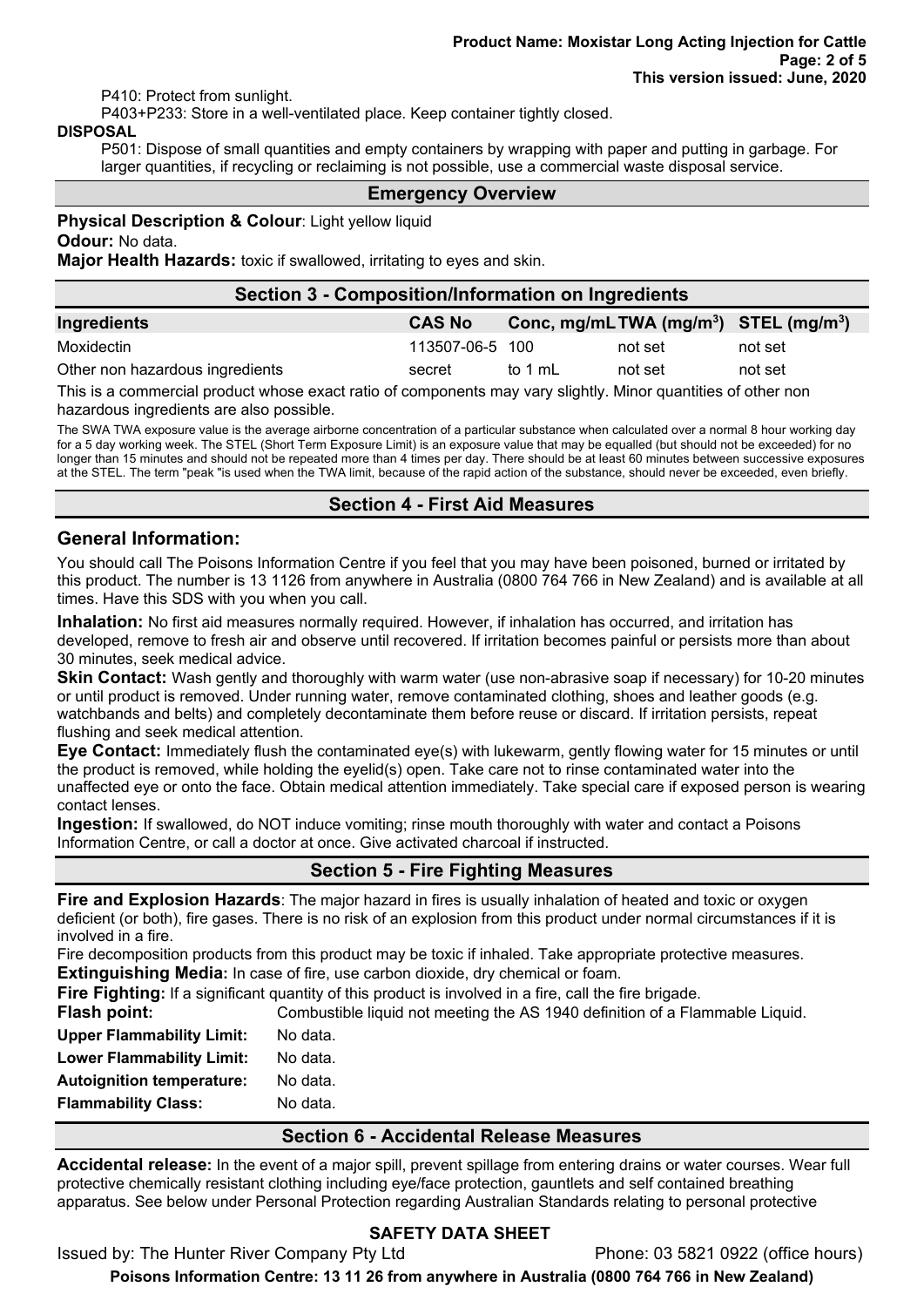P410: Protect from sunlight.

P403+P233: Store in a well-ventilated place. Keep container tightly closed.

**DISPOSAL**

P501: Dispose of small quantities and empty containers by wrapping with paper and putting in garbage. For larger quantities, if recycling or reclaiming is not possible, use a commercial waste disposal service.

## Emergency Overview

**Physical Description & Colour**: Light yellow liquid

**Odour:** No data.

**Major Health Hazards:** toxic if swallowed, irritating to eyes and skin.

## Section 3 - Composition/Information on Ingredients

| Ingredients | CAS No | Conc, mg/mL | TWA ($mg/m^3$) | STEL ($mg/m^3$) |
|---|---|---|---|---|
| Moxidectin | 113507-06-5 | 100 | not set | not set |
| Other non hazardous ingredients | secret | to 1 mL | not set | not set |

This is a commercial product whose exact ratio of components may vary slightly. Minor quantities of other non hazardous ingredients are also possible.

The SWA TWA exposure value is the average airborne concentration of a particular substance when calculated over a normal 8 hour working day for a 5 day working week. The STEL (Short Term Exposure Limit) is an exposure value that may be equalled (but should not be exceeded) for no longer than 15 minutes and should not be repeated more than 4 times per day. There should be at least 60 minutes between successive exposures at the STEL. The term "peak "is used when the TWA limit, because of the rapid action of the substance, should never be exceeded, even briefly.

## Section 4 - First Aid Measures

### General Information:

You should call The Poisons Information Centre if you feel that you may have been poisoned, burned or irritated by this product. The number is 13 1126 from anywhere in Australia (0800 764 766 in New Zealand) and is available at all times. Have this SDS with you when you call.

**Inhalation:** No first aid measures normally required. However, if inhalation has occurred, and irritation has developed, remove to fresh air and observe until recovered. If irritation becomes painful or persists more than about 30 minutes, seek medical advice.

**Skin Contact:** Wash gently and thoroughly with warm water (use non-abrasive soap if necessary) for 10-20 minutes or until product is removed. Under running water, remove contaminated clothing, shoes and leather goods (e.g. watchbands and belts) and completely decontaminate them before reuse or discard. If irritation persists, repeat flushing and seek medical attention.

**Eye Contact:** Immediately flush the contaminated eye(s) with lukewarm, gently flowing water for 15 minutes or until the product is removed, while holding the eyelid(s) open. Take care not to rinse contaminated water into the unaffected eye or onto the face. Obtain medical attention immediately. Take special care if exposed person is wearing contact lenses.

**Ingestion:** If swallowed, do NOT induce vomiting; rinse mouth thoroughly with water and contact a Poisons Information Centre, or call a doctor at once. Give activated charcoal if instructed.

## Section 5 - Fire Fighting Measures

**Fire and Explosion Hazards**: The major hazard in fires is usually inhalation of heated and toxic or oxygen deficient (or both), fire gases. There is no risk of an explosion from this product under normal circumstances if it is involved in a fire.

Fire decomposition products from this product may be toxic if inhaled. Take appropriate protective measures.

**Extinguishing Media:** In case of fire, use carbon dioxide, dry chemical or foam.

**Fire Fighting:** If a significant quantity of this product is involved in a fire, call the fire brigade.

**Flash point:** Combustible liquid not meeting the AS 1940 definition of a Flammable Liquid.

**Upper Flammability Limit:** No data.

**Lower Flammability Limit:** No data.

**Autoignition temperature:** No data.

**Flammability Class:** No data.

## Section 6 - Accidental Release Measures

**Accidental release:** In the event of a major spill, prevent spillage from entering drains or water courses. Wear full protective chemically resistant clothing including eye/face protection, gauntlets and self contained breathing apparatus. See below under Personal Protection regarding Australian Standards relating to personal protective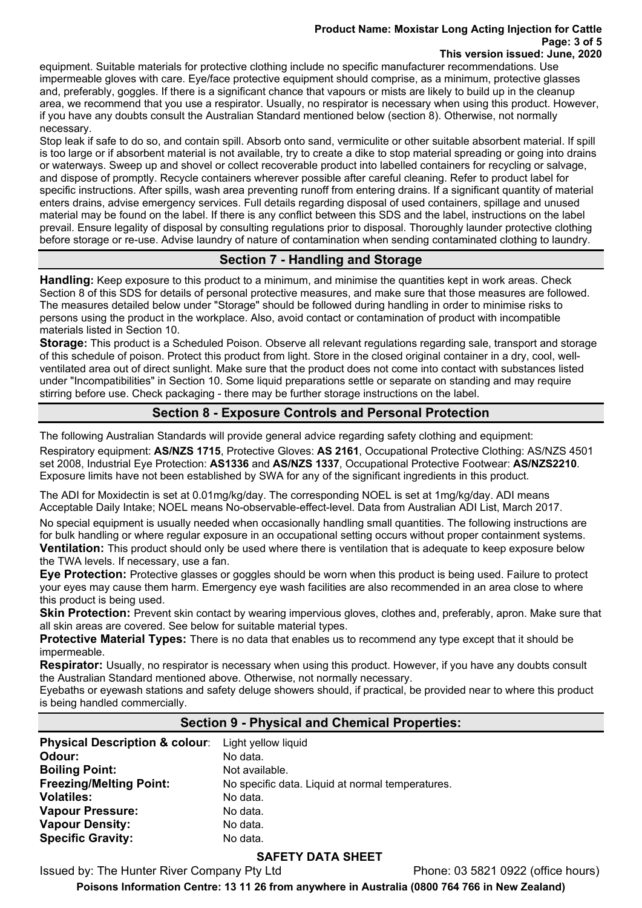equipment. Suitable materials for protective clothing include no specific manufacturer recommendations. Use impermeable gloves with care. Eye/face protective equipment should comprise, as a minimum, protective glasses and, preferably, goggles. If there is a significant chance that vapours or mists are likely to build up in the cleanup area, we recommend that you use a respirator. Usually, no respirator is necessary when using this product. However, if you have any doubts consult the Australian Standard mentioned below (section 8). Otherwise, not normally necessary.

Stop leak if safe to do so, and contain spill. Absorb onto sand, vermiculite or other suitable absorbent material. If spill is too large or if absorbent material is not available, try to create a dike to stop material spreading or going into drains or waterways. Sweep up and shovel or collect recoverable product into labelled containers for recycling or salvage, and dispose of promptly. Recycle containers wherever possible after careful cleaning. Refer to product label for specific instructions. After spills, wash area preventing runoff from entering drains. If a significant quantity of material enters drains, advise emergency services. Full details regarding disposal of used containers, spillage and unused material may be found on the label. If there is any conflict between this SDS and the label, instructions on the label prevail. Ensure legality of disposal by consulting regulations prior to disposal. Thoroughly launder protective clothing before storage or re-use. Advise laundry of nature of contamination when sending contaminated clothing to laundry.

## Section 7 - Handling and Storage

**Handling:** Keep exposure to this product to a minimum, and minimise the quantities kept in work areas. Check Section 8 of this SDS for details of personal protective measures, and make sure that those measures are followed. The measures detailed below under "Storage" should be followed during handling in order to minimise risks to persons using the product in the workplace. Also, avoid contact or contamination of product with incompatible materials listed in Section 10.

**Storage:** This product is a Scheduled Poison. Observe all relevant regulations regarding sale, transport and storage of this schedule of poison. Protect this product from light. Store in the closed original container in a dry, cool, well-ventilated area out of direct sunlight. Make sure that the product does not come into contact with substances listed under "Incompatibilities" in Section 10. Some liquid preparations settle or separate on standing and may require stirring before use. Check packaging - there may be further storage instructions on the label.

## Section 8 - Exposure Controls and Personal Protection

The following Australian Standards will provide general advice regarding safety clothing and equipment:

Respiratory equipment: **AS/NZS 1715**, Protective Gloves: **AS 2161**, Occupational Protective Clothing: AS/NZS 4501 set 2008, Industrial Eye Protection: **AS1336** and **AS/NZS 1337**, Occupational Protective Footwear: **AS/NZS2210**. Exposure limits have not been established by SWA for any of the significant ingredients in this product.

The ADI for Moxidectin is set at 0.01mg/kg/day. The corresponding NOEL is set at 1mg/kg/day. ADI means Acceptable Daily Intake; NOEL means No-observable-effect-level. Data from Australian ADI List, March 2017.

No special equipment is usually needed when occasionally handling small quantities. The following instructions are for bulk handling or where regular exposure in an occupational setting occurs without proper containment systems.

**Ventilation:** This product should only be used where there is ventilation that is adequate to keep exposure below the TWA levels. If necessary, use a fan.

**Eye Protection:** Protective glasses or goggles should be worn when this product is being used. Failure to protect your eyes may cause them harm. Emergency eye wash facilities are also recommended in an area close to where this product is being used.

**Skin Protection:** Prevent skin contact by wearing impervious gloves, clothes and, preferably, apron. Make sure that all skin areas are covered. See below for suitable material types.

**Protective Material Types:** There is no data that enables us to recommend any type except that it should be impermeable.

**Respirator:** Usually, no respirator is necessary when using this product. However, if you have any doubts consult the Australian Standard mentioned above. Otherwise, not normally necessary.

Eyebaths or eyewash stations and safety deluge showers should, if practical, be provided near to where this product is being handled commercially.

## Section 9 - Physical and Chemical Properties:

| | |
|---|---|
| **Physical Description & colour**: | Light yellow liquid |
| **Odour:** | No data. |
| **Boiling Point:** | Not available. |
| **Freezing/Melting Point:** | No specific data. Liquid at normal temperatures. |
| **Volatiles:** | No data. |
| **Vapour Pressure:** | No data. |
| **Vapour Density:** | No data. |
| **Specific Gravity:** | No data. |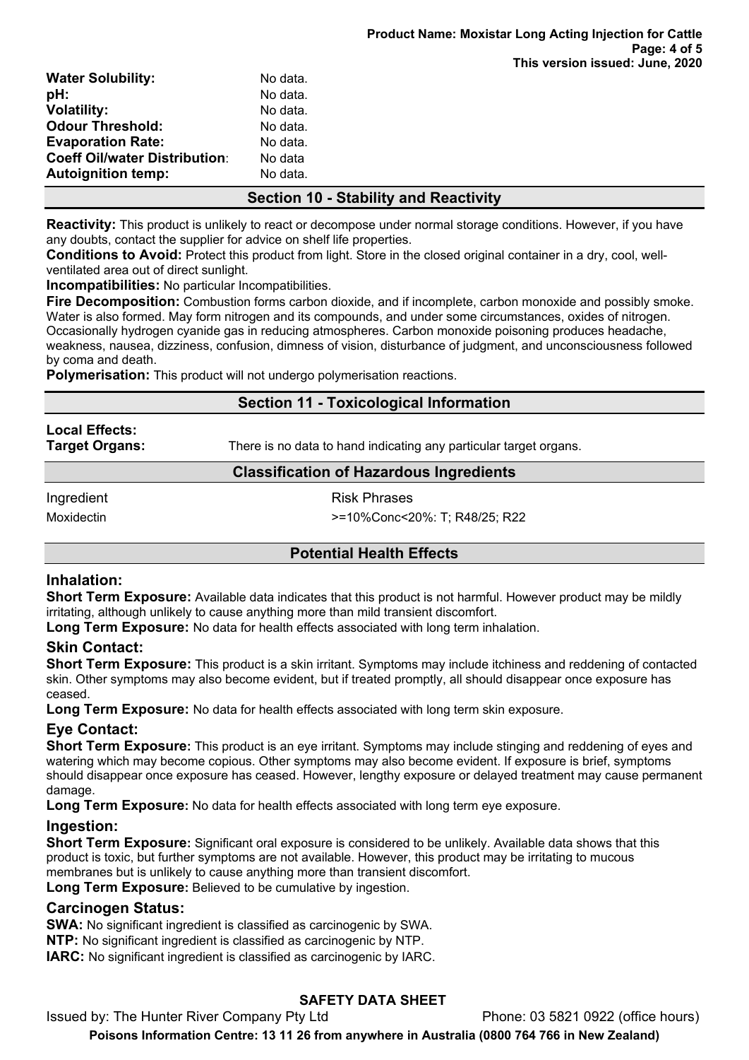| | |
|---|---|
| **Water Solubility:** | No data. |
| **pH:** | No data. |
| **Volatility:** | No data. |
| **Odour Threshold:** | No data. |
| **Evaporation Rate:** | No data. |
| **Coeff Oil/water Distribution**: | No data |
| **Autoignition temp:** | No data. |

## Section 10 - Stability and Reactivity

**Reactivity:** This product is unlikely to react or decompose under normal storage conditions. However, if you have any doubts, contact the supplier for advice on shelf life properties.

**Conditions to Avoid:** Protect this product from light. Store in the closed original container in a dry, cool, well-ventilated area out of direct sunlight.

**Incompatibilities:** No particular Incompatibilities.

**Fire Decomposition:** Combustion forms carbon dioxide, and if incomplete, carbon monoxide and possibly smoke. Water is also formed. May form nitrogen and its compounds, and under some circumstances, oxides of nitrogen. Occasionally hydrogen cyanide gas in reducing atmospheres. Carbon monoxide poisoning produces headache, weakness, nausea, dizziness, confusion, dimness of vision, disturbance of judgment, and unconsciousness followed by coma and death.

**Polymerisation:** This product will not undergo polymerisation reactions.

## Section 11 - Toxicological Information

**Local Effects:**

**Target Organs:** There is no data to hand indicating any particular target organs.

### Classification of Hazardous Ingredients

| Ingredient | Risk Phrases |
|---|---|
| Moxidectin | >=10%Conc<20%: T; R48/25; R22 |

### Potential Health Effects

#### Inhalation:

**Short Term Exposure:** Available data indicates that this product is not harmful. However product may be mildly irritating, although unlikely to cause anything more than mild transient discomfort.

**Long Term Exposure:** No data for health effects associated with long term inhalation.

#### Skin Contact:

**Short Term Exposure:** This product is a skin irritant. Symptoms may include itchiness and reddening of contacted skin. Other symptoms may also become evident, but if treated promptly, all should disappear once exposure has ceased.

**Long Term Exposure:** No data for health effects associated with long term skin exposure.

#### Eye Contact:

**Short Term Exposure:** This product is an eye irritant. Symptoms may include stinging and reddening of eyes and watering which may become copious. Other symptoms may also become evident. If exposure is brief, symptoms should disappear once exposure has ceased. However, lengthy exposure or delayed treatment may cause permanent damage.

**Long Term Exposure:** No data for health effects associated with long term eye exposure.

#### Ingestion:

**Short Term Exposure:** Significant oral exposure is considered to be unlikely. Available data shows that this product is toxic, but further symptoms are not available. However, this product may be irritating to mucous membranes but is unlikely to cause anything more than transient discomfort.

**Long Term Exposure:** Believed to be cumulative by ingestion.

#### Carcinogen Status:

**SWA:** No significant ingredient is classified as carcinogenic by SWA.

**NTP:** No significant ingredient is classified as carcinogenic by NTP.

**IARC:** No significant ingredient is classified as carcinogenic by IARC.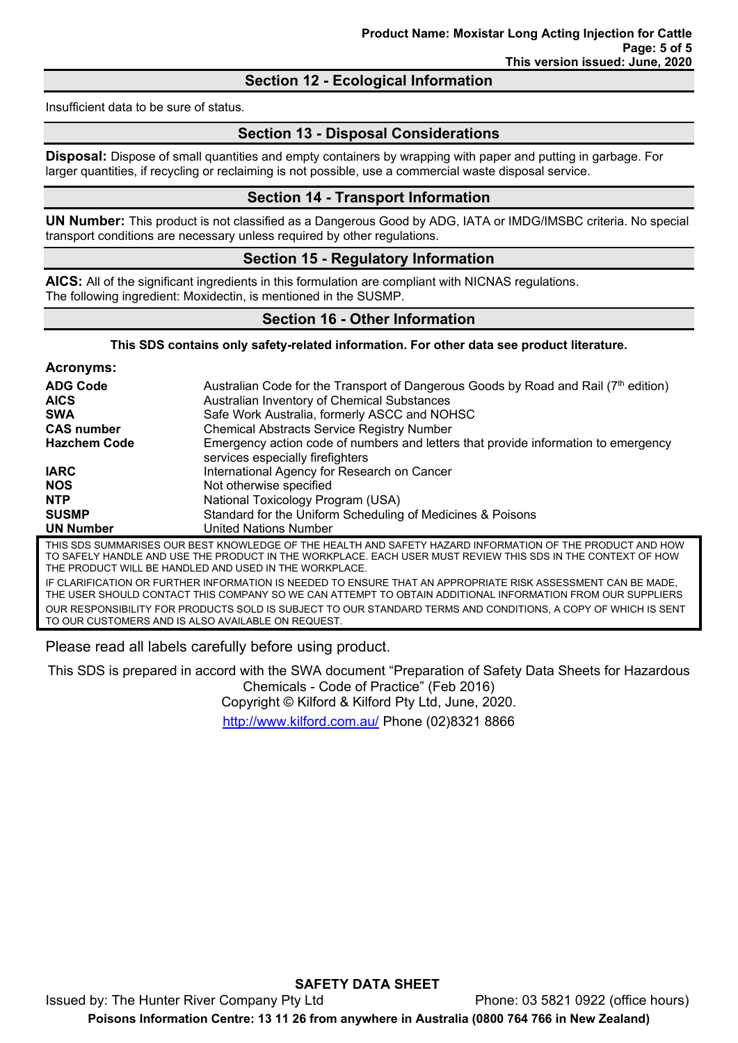## Section 12 - Ecological Information

Insufficient data to be sure of status.

## Section 13 - Disposal Considerations

**Disposal:** Dispose of small quantities and empty containers by wrapping with paper and putting in garbage. For larger quantities, if recycling or reclaiming is not possible, use a commercial waste disposal service.

## Section 14 - Transport Information

**UN Number:** This product is not classified as a Dangerous Good by ADG, IATA or IMDG/IMSBC criteria. No special transport conditions are necessary unless required by other regulations.

## Section 15 - Regulatory Information

**AICS:** All of the significant ingredients in this formulation are compliant with NICNAS regulations.
The following ingredient: Moxidectin, is mentioned in the SUSMP.

## Section 16 - Other Information

**This SDS contains only safety-related information. For other data see product literature.**

**Acronyms:**

| | |
|---|---|
| **ADG Code** | Australian Code for the Transport of Dangerous Goods by Road and Rail (7th edition) |
| **AICS** | Australian Inventory of Chemical Substances |
| **SWA** | Safe Work Australia, formerly ASCC and NOHSC |
| **CAS number** | Chemical Abstracts Service Registry Number |
| **Hazchem Code** | Emergency action code of numbers and letters that provide information to emergency services especially firefighters |
| **IARC** | International Agency for Research on Cancer |
| **NOS** | Not otherwise specified |
| **NTP** | National Toxicology Program (USA) |
| **SUSMP** | Standard for the Uniform Scheduling of Medicines & Poisons |
| **UN Number** | United Nations Number |

THIS SDS SUMMARISES OUR BEST KNOWLEDGE OF THE HEALTH AND SAFETY HAZARD INFORMATION OF THE PRODUCT AND HOW TO SAFELY HANDLE AND USE THE PRODUCT IN THE WORKPLACE. EACH USER MUST REVIEW THIS SDS IN THE CONTEXT OF HOW THE PRODUCT WILL BE HANDLED AND USED IN THE WORKPLACE.

IF CLARIFICATION OR FURTHER INFORMATION IS NEEDED TO ENSURE THAT AN APPROPRIATE RISK ASSESSMENT CAN BE MADE, THE USER SHOULD CONTACT THIS COMPANY SO WE CAN ATTEMPT TO OBTAIN ADDITIONAL INFORMATION FROM OUR SUPPLIERS

OUR RESPONSIBILITY FOR PRODUCTS SOLD IS SUBJECT TO OUR STANDARD TERMS AND CONDITIONS, A COPY OF WHICH IS SENT TO OUR CUSTOMERS AND IS ALSO AVAILABLE ON REQUEST.

Please read all labels carefully before using product.

This SDS is prepared in accord with the SWA document "Preparation of Safety Data Sheets for Hazardous Chemicals - Code of Practice" (Feb 2016)
Copyright © Kilford & Kilford Pty Ltd, June, 2020.
http://www.kilford.com.au/ Phone (02)8321 8866